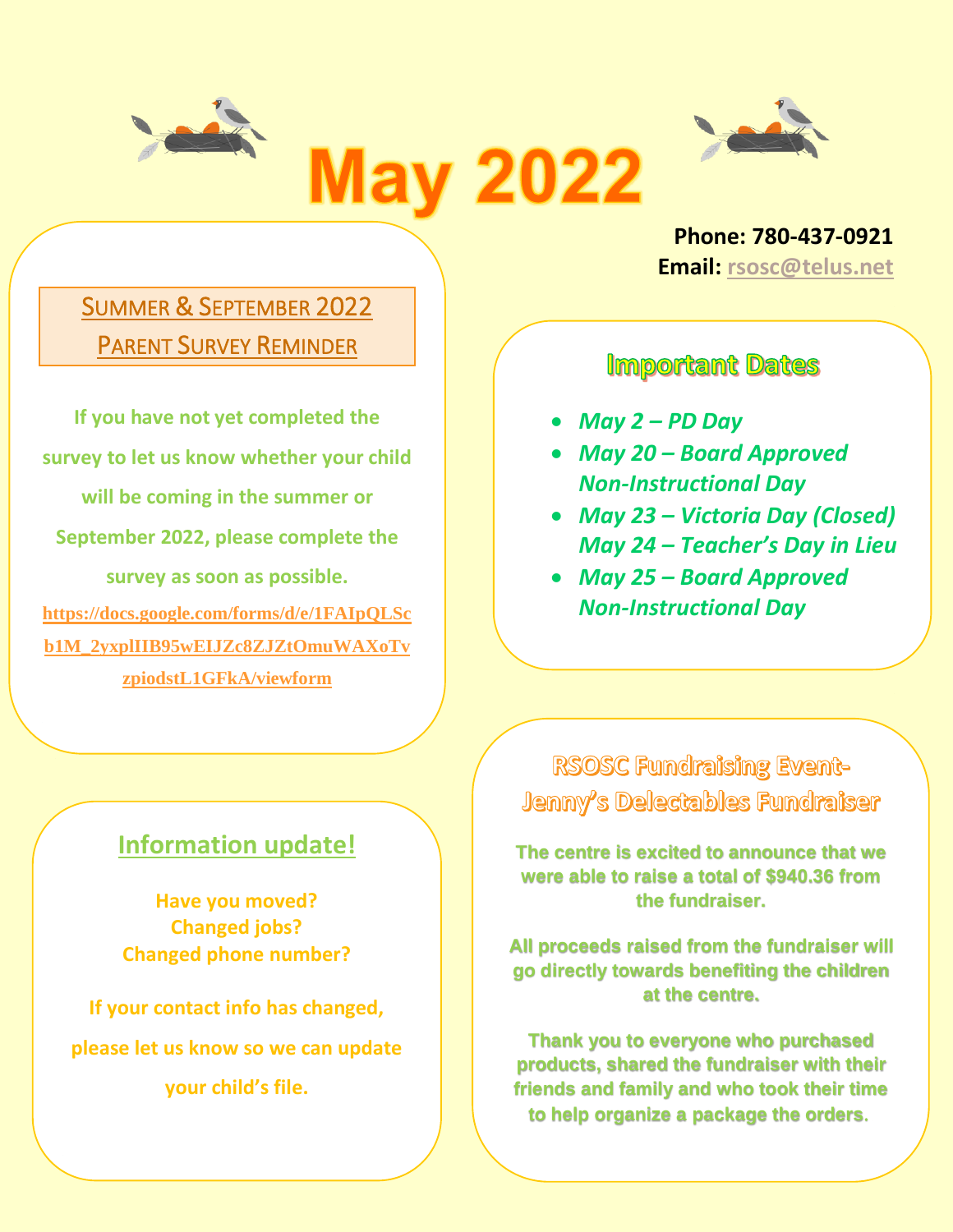# May 2022

**Phone: 780-437-0921**
**Email: rsosc@telus.net**

## Summer & September 2022 Parent Survey Reminder

**If you have not yet completed the survey to let us know whether your child will be coming in the summer or September 2022, please complete the survey as soon as possible.**

**https://docs.google.com/forms/d/e/1FAIpQLScb1M_2yxplIIB95wEIJZc8ZJZtOmuWAXoTvzpiodstL1GFkA/viewform**

## Important Dates

- ***May 2 – PD Day***
- ***May 20 – Board Approved Non-Instructional Day***
- ***May 23 – Victoria Day (Closed)***
  ***May 24 – Teacher's Day in Lieu***
- ***May 25 – Board Approved Non-Instructional Day***

## Information update!

**Have you moved?**
**Changed jobs?**
**Changed phone number?**

**If your contact info has changed, please let us know so we can update your child's file.**

## RSOSC Fundraising Event- Jenny's Delectables Fundraiser

**The centre is excited to announce that we were able to raise a total of $940.36 from the fundraiser.**

**All proceeds raised from the fundraiser will go directly towards benefiting the children at the centre.**

**Thank you to everyone who purchased products, shared the fundraiser with their friends and family and who took their time to help organize a package the orders.**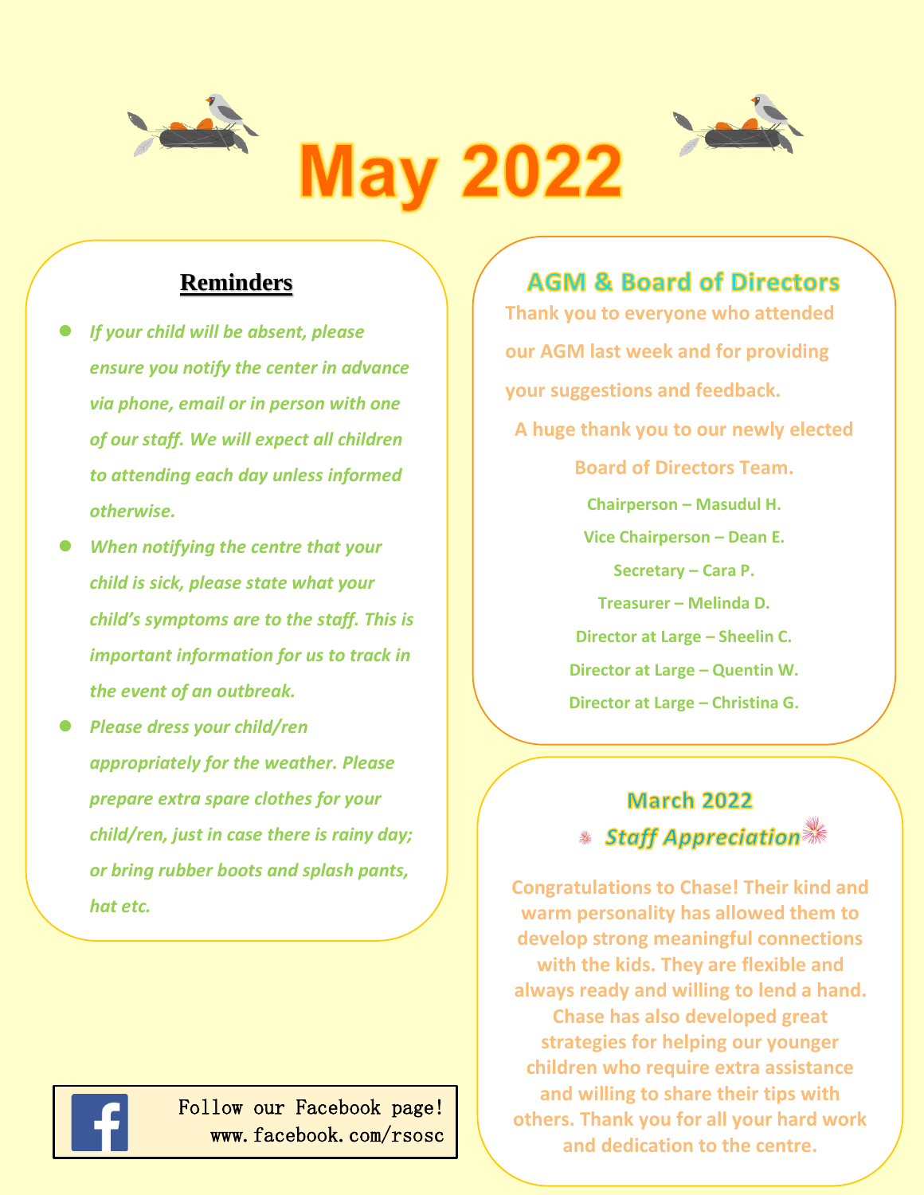# May 2022

## Reminders

- *If your child will be absent, please ensure you notify the center in advance via phone, email or in person with one of our staff. We will expect all children to attending each day unless informed otherwise.*
- *When notifying the centre that your child is sick, please state what your child's symptoms are to the staff. This is important information for us to track in the event of an outbreak.*
- *Please dress your child/ren appropriately for the weather. Please prepare extra spare clothes for your child/ren, just in case there is rainy day; or bring rubber boots and splash pants, hat etc.*

Follow our Facebook page!
www.facebook.com/rsosc

## AGM & Board of Directors

**Thank you to everyone who attended our AGM last week and for providing your suggestions and feedback.**

**A huge thank you to our newly elected Board of Directors Team.**

**Chairperson – Masudul H.**

**Vice Chairperson – Dean E.**

**Secretary – Cara P.**

**Treasurer – Melinda D.**

**Director at Large – Sheelin C.**

**Director at Large – Quentin W.**

**Director at Large – Christina G.**

## March 2022

### *Staff Appreciation*

**Congratulations to Chase! Their kind and warm personality has allowed them to develop strong meaningful connections with the kids. They are flexible and always ready and willing to lend a hand. Chase has also developed great strategies for helping our younger children who require extra assistance and willing to share their tips with others. Thank you for all your hard work and dedication to the centre.**